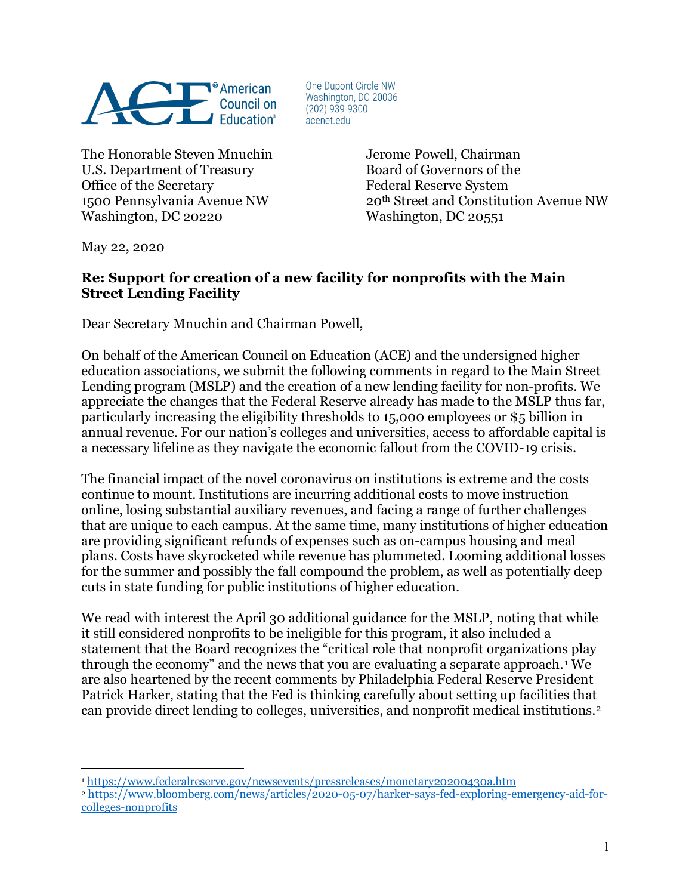**ACE American Council on Education**

One Dupont Circle NW
Washington, DC 20036
(202) 939-9300
acenet.edu

The Honorable Steven Mnuchin
U.S. Department of Treasury
Office of the Secretary
1500 Pennsylvania Avenue NW
Washington, DC 20220

Jerome Powell, Chairman
Board of Governors of the
Federal Reserve System
20th Street and Constitution Avenue NW
Washington, DC 20551

May 22, 2020

**Re: Support for creation of a new facility for nonprofits with the Main Street Lending Facility**

Dear Secretary Mnuchin and Chairman Powell,

On behalf of the American Council on Education (ACE) and the undersigned higher education associations, we submit the following comments in regard to the Main Street Lending program (MSLP) and the creation of a new lending facility for non-profits. We appreciate the changes that the Federal Reserve already has made to the MSLP thus far, particularly increasing the eligibility thresholds to 15,000 employees or $5 billion in annual revenue. For our nation's colleges and universities, access to affordable capital is a necessary lifeline as they navigate the economic fallout from the COVID-19 crisis.

The financial impact of the novel coronavirus on institutions is extreme and the costs continue to mount. Institutions are incurring additional costs to move instruction online, losing substantial auxiliary revenues, and facing a range of further challenges that are unique to each campus. At the same time, many institutions of higher education are providing significant refunds of expenses such as on-campus housing and meal plans. Costs have skyrocketed while revenue has plummeted. Looming additional losses for the summer and possibly the fall compound the problem, as well as potentially deep cuts in state funding for public institutions of higher education.

We read with interest the April 30 additional guidance for the MSLP, noting that while it still considered nonprofits to be ineligible for this program, it also included a statement that the Board recognizes the "critical role that nonprofit organizations play through the economy" and the news that you are evaluating a separate approach.[1] We are also heartened by the recent comments by Philadelphia Federal Reserve President Patrick Harker, stating that the Fed is thinking carefully about setting up facilities that can provide direct lending to colleges, universities, and nonprofit medical institutions.[2]

---

[1] https://www.federalreserve.gov/newsevents/pressreleases/monetary20200430a.htm

[2] https://www.bloomberg.com/news/articles/2020-05-07/harker-says-fed-exploring-emergency-aid-for-colleges-nonprofits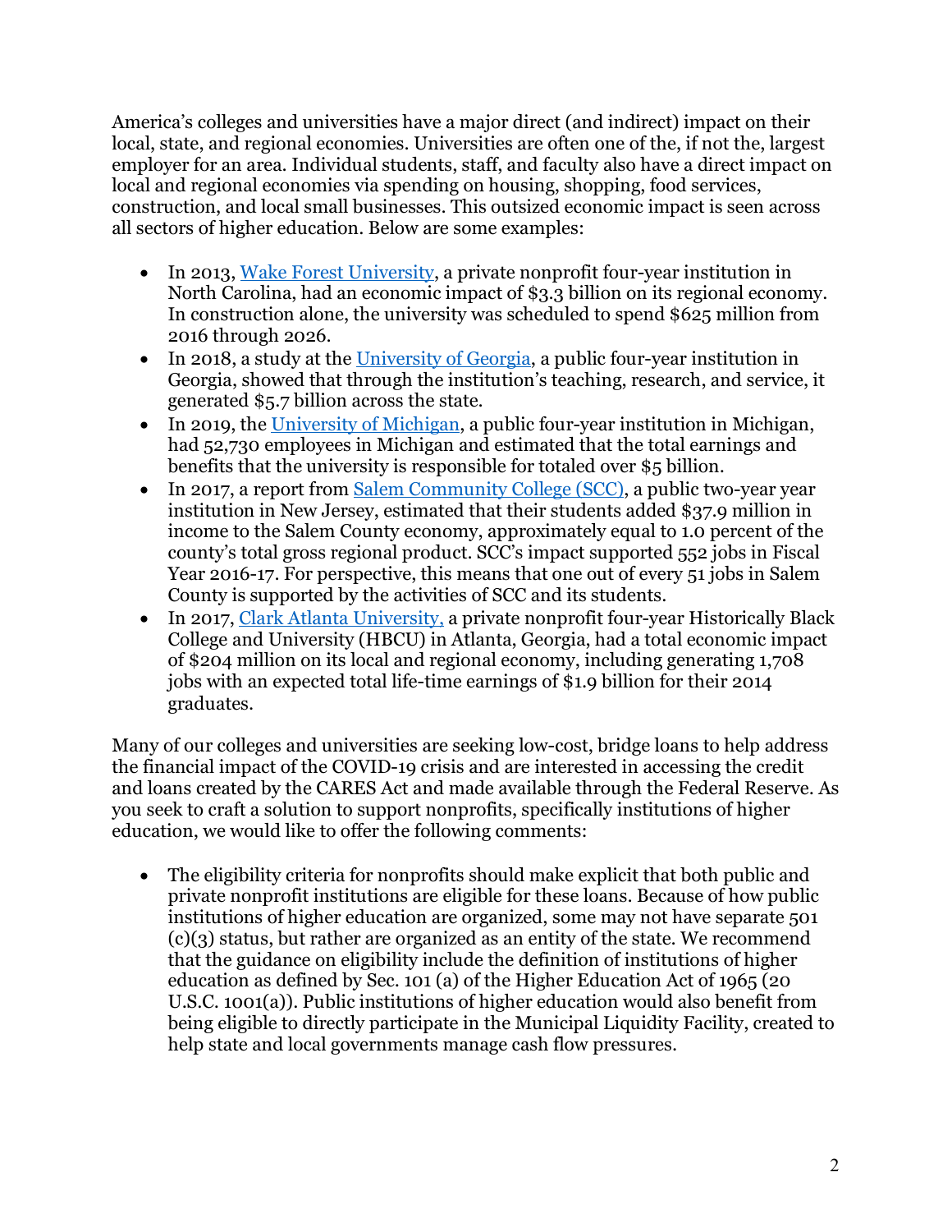America's colleges and universities have a major direct (and indirect) impact on their local, state, and regional economies. Universities are often one of the, if not the, largest employer for an area. Individual students, staff, and faculty also have a direct impact on local and regional economies via spending on housing, shopping, food services, construction, and local small businesses. This outsized economic impact is seen across all sectors of higher education. Below are some examples:

- In 2013, [Wake Forest University](), a private nonprofit four-year institution in North Carolina, had an economic impact of $3.3 billion on its regional economy. In construction alone, the university was scheduled to spend $625 million from 2016 through 2026.
- In 2018, a study at the [University of Georgia](), a public four-year institution in Georgia, showed that through the institution's teaching, research, and service, it generated $5.7 billion across the state.
- In 2019, the [University of Michigan](), a public four-year institution in Michigan, had 52,730 employees in Michigan and estimated that the total earnings and benefits that the university is responsible for totaled over $5 billion.
- In 2017, a report from [Salem Community College (SCC)](), a public two-year year institution in New Jersey, estimated that their students added $37.9 million in income to the Salem County economy, approximately equal to 1.0 percent of the county's total gross regional product. SCC's impact supported 552 jobs in Fiscal Year 2016-17. For perspective, this means that one out of every 51 jobs in Salem County is supported by the activities of SCC and its students.
- In 2017, [Clark Atlanta University,]() a private nonprofit four-year Historically Black College and University (HBCU) in Atlanta, Georgia, had a total economic impact of $204 million on its local and regional economy, including generating 1,708 jobs with an expected total life-time earnings of $1.9 billion for their 2014 graduates.

Many of our colleges and universities are seeking low-cost, bridge loans to help address the financial impact of the COVID-19 crisis and are interested in accessing the credit and loans created by the CARES Act and made available through the Federal Reserve. As you seek to craft a solution to support nonprofits, specifically institutions of higher education, we would like to offer the following comments:

- The eligibility criteria for nonprofits should make explicit that both public and private nonprofit institutions are eligible for these loans. Because of how public institutions of higher education are organized, some may not have separate 501 (c)(3) status, but rather are organized as an entity of the state. We recommend that the guidance on eligibility include the definition of institutions of higher education as defined by Sec. 101 (a) of the Higher Education Act of 1965 (20 U.S.C. 1001(a)). Public institutions of higher education would also benefit from being eligible to directly participate in the Municipal Liquidity Facility, created to help state and local governments manage cash flow pressures.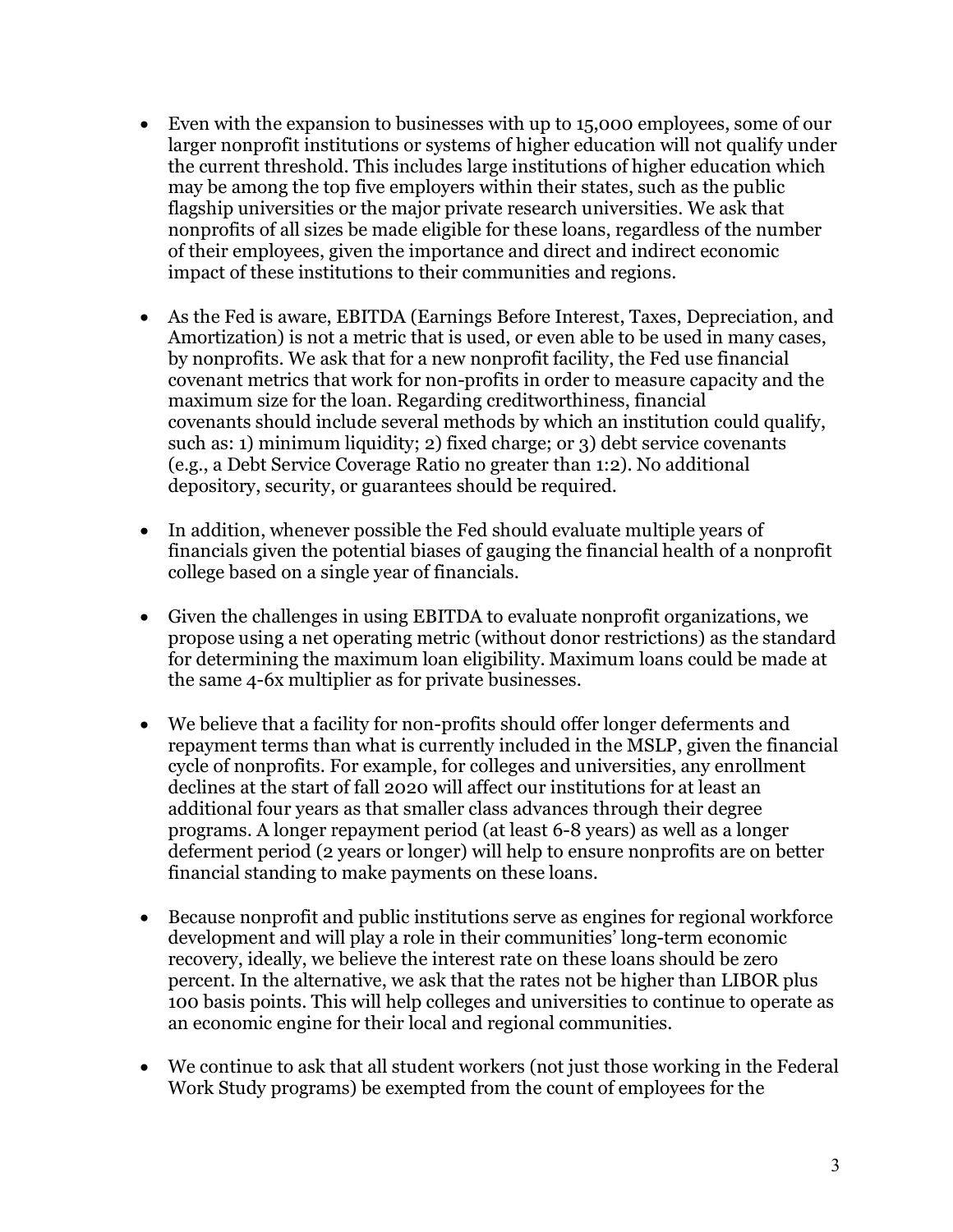- Even with the expansion to businesses with up to 15,000 employees, some of our larger nonprofit institutions or systems of higher education will not qualify under the current threshold. This includes large institutions of higher education which may be among the top five employers within their states, such as the public flagship universities or the major private research universities. We ask that nonprofits of all sizes be made eligible for these loans, regardless of the number of their employees, given the importance and direct and indirect economic impact of these institutions to their communities and regions.

- As the Fed is aware, EBITDA (Earnings Before Interest, Taxes, Depreciation, and Amortization) is not a metric that is used, or even able to be used in many cases, by nonprofits. We ask that for a new nonprofit facility, the Fed use financial covenant metrics that work for non-profits in order to measure capacity and the maximum size for the loan. Regarding creditworthiness, financial covenants should include several methods by which an institution could qualify, such as: 1) minimum liquidity; 2) fixed charge; or 3) debt service covenants (e.g., a Debt Service Coverage Ratio no greater than 1:2). No additional depository, security, or guarantees should be required.

- In addition, whenever possible the Fed should evaluate multiple years of financials given the potential biases of gauging the financial health of a nonprofit college based on a single year of financials.

- Given the challenges in using EBITDA to evaluate nonprofit organizations, we propose using a net operating metric (without donor restrictions) as the standard for determining the maximum loan eligibility. Maximum loans could be made at the same 4-6x multiplier as for private businesses.

- We believe that a facility for non-profits should offer longer deferments and repayment terms than what is currently included in the MSLP, given the financial cycle of nonprofits. For example, for colleges and universities, any enrollment declines at the start of fall 2020 will affect our institutions for at least an additional four years as that smaller class advances through their degree programs. A longer repayment period (at least 6-8 years) as well as a longer deferment period (2 years or longer) will help to ensure nonprofits are on better financial standing to make payments on these loans.

- Because nonprofit and public institutions serve as engines for regional workforce development and will play a role in their communities' long-term economic recovery, ideally, we believe the interest rate on these loans should be zero percent. In the alternative, we ask that the rates not be higher than LIBOR plus 100 basis points. This will help colleges and universities to continue to operate as an economic engine for their local and regional communities.

- We continue to ask that all student workers (not just those working in the Federal Work Study programs) be exempted from the count of employees for the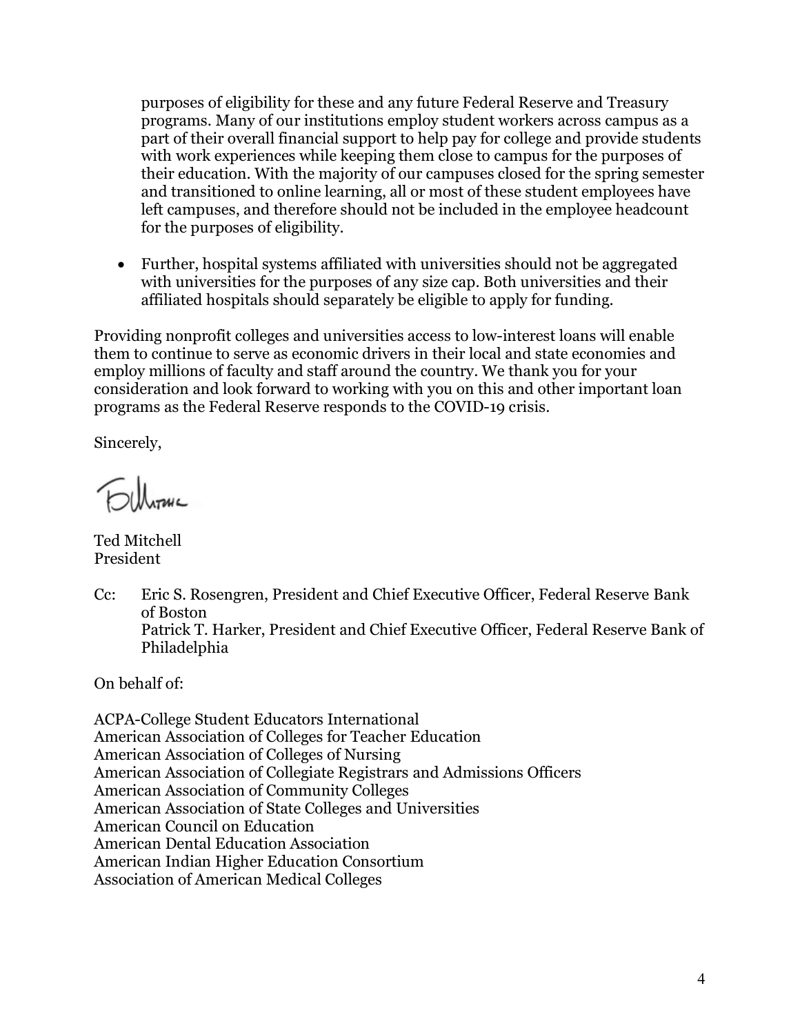purposes of eligibility for these and any future Federal Reserve and Treasury programs. Many of our institutions employ student workers across campus as a part of their overall financial support to help pay for college and provide students with work experiences while keeping them close to campus for the purposes of their education. With the majority of our campuses closed for the spring semester and transitioned to online learning, all or most of these student employees have left campuses, and therefore should not be included in the employee headcount for the purposes of eligibility.

- Further, hospital systems affiliated with universities should not be aggregated with universities for the purposes of any size cap. Both universities and their affiliated hospitals should separately be eligible to apply for funding.

Providing nonprofit colleges and universities access to low-interest loans will enable them to continue to serve as economic drivers in their local and state economies and employ millions of faculty and staff around the country. We thank you for your consideration and look forward to working with you on this and other important loan programs as the Federal Reserve responds to the COVID-19 crisis.

Sincerely,

Ted Mitchell
President

Cc: Eric S. Rosengren, President and Chief Executive Officer, Federal Reserve Bank of Boston
Patrick T. Harker, President and Chief Executive Officer, Federal Reserve Bank of Philadelphia

On behalf of:

ACPA-College Student Educators International
American Association of Colleges for Teacher Education
American Association of Colleges of Nursing
American Association of Collegiate Registrars and Admissions Officers
American Association of Community Colleges
American Association of State Colleges and Universities
American Council on Education
American Dental Education Association
American Indian Higher Education Consortium
Association of American Medical Colleges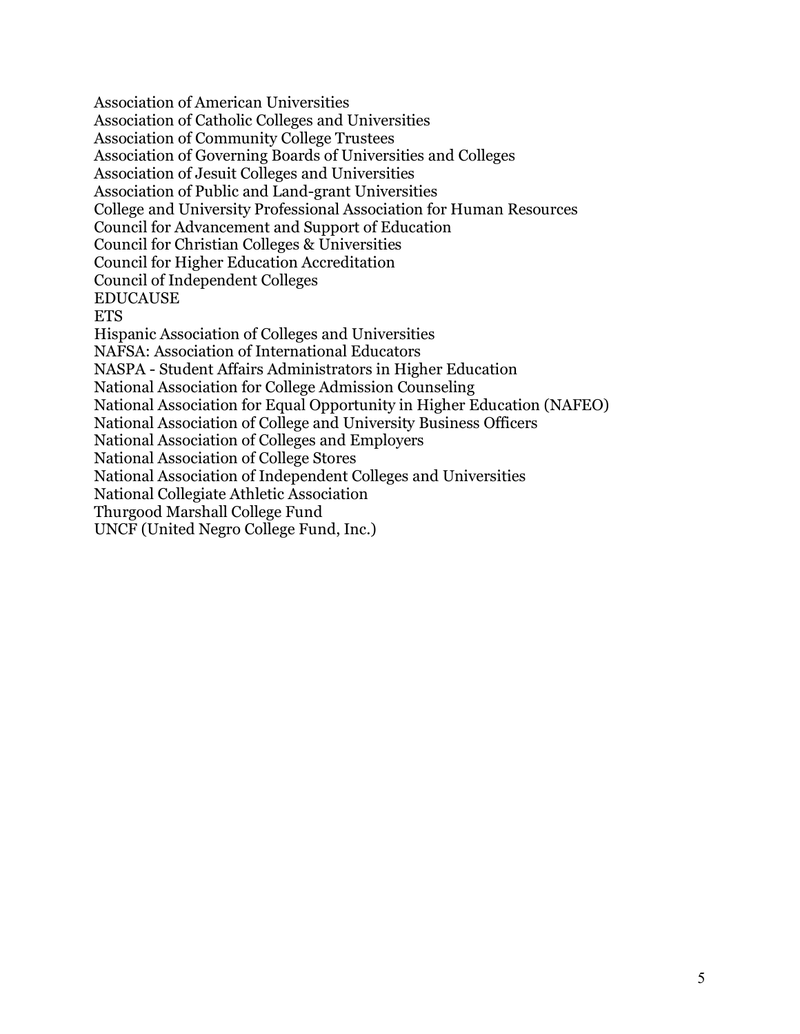Association of American Universities
Association of Catholic Colleges and Universities
Association of Community College Trustees
Association of Governing Boards of Universities and Colleges
Association of Jesuit Colleges and Universities
Association of Public and Land-grant Universities
College and University Professional Association for Human Resources
Council for Advancement and Support of Education
Council for Christian Colleges & Universities
Council for Higher Education Accreditation
Council of Independent Colleges
EDUCAUSE
ETS
Hispanic Association of Colleges and Universities
NAFSA: Association of International Educators
NASPA - Student Affairs Administrators in Higher Education
National Association for College Admission Counseling
National Association for Equal Opportunity in Higher Education (NAFEO)
National Association of College and University Business Officers
National Association of Colleges and Employers
National Association of College Stores
National Association of Independent Colleges and Universities
National Collegiate Athletic Association
Thurgood Marshall College Fund
UNCF (United Negro College Fund, Inc.)